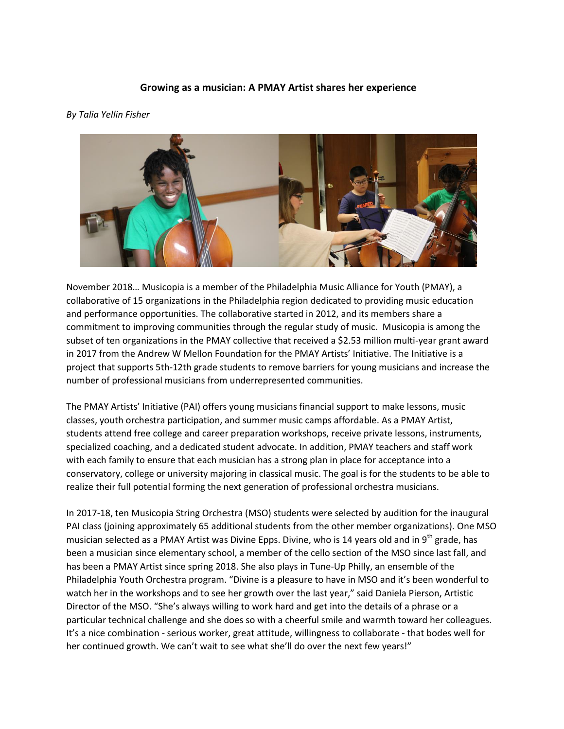**Growing as a musician: A PMAY Artist shares her experience**

*By Talia Yellin Fisher*

November 2018… Musicopia is a member of the Philadelphia Music Alliance for Youth (PMAY), a collaborative of 15 organizations in the Philadelphia region dedicated to providing music education and performance opportunities. The collaborative started in 2012, and its members share a commitment to improving communities through the regular study of music. Musicopia is among the subset of ten organizations in the PMAY collective that received a $2.53 million multi-year grant award in 2017 from the Andrew W Mellon Foundation for the PMAY Artists' Initiative. The Initiative is a project that supports 5th-12th grade students to remove barriers for young musicians and increase the number of professional musicians from underrepresented communities.

The PMAY Artists' Initiative (PAI) offers young musicians financial support to make lessons, music classes, youth orchestra participation, and summer music camps affordable. As a PMAY Artist, students attend free college and career preparation workshops, receive private lessons, instruments, specialized coaching, and a dedicated student advocate. In addition, PMAY teachers and staff work with each family to ensure that each musician has a strong plan in place for acceptance into a conservatory, college or university majoring in classical music. The goal is for the students to be able to realize their full potential forming the next generation of professional orchestra musicians.

In 2017-18, ten Musicopia String Orchestra (MSO) students were selected by audition for the inaugural PAI class (joining approximately 65 additional students from the other member organizations). One MSO musician selected as a PMAY Artist was Divine Epps. Divine, who is 14 years old and in 9th grade, has been a musician since elementary school, a member of the cello section of the MSO since last fall, and has been a PMAY Artist since spring 2018. She also plays in Tune-Up Philly, an ensemble of the Philadelphia Youth Orchestra program. "Divine is a pleasure to have in MSO and it's been wonderful to watch her in the workshops and to see her growth over the last year," said Daniela Pierson, Artistic Director of the MSO. "She's always willing to work hard and get into the details of a phrase or a particular technical challenge and she does so with a cheerful smile and warmth toward her colleagues. It's a nice combination - serious worker, great attitude, willingness to collaborate - that bodes well for her continued growth. We can't wait to see what she'll do over the next few years!"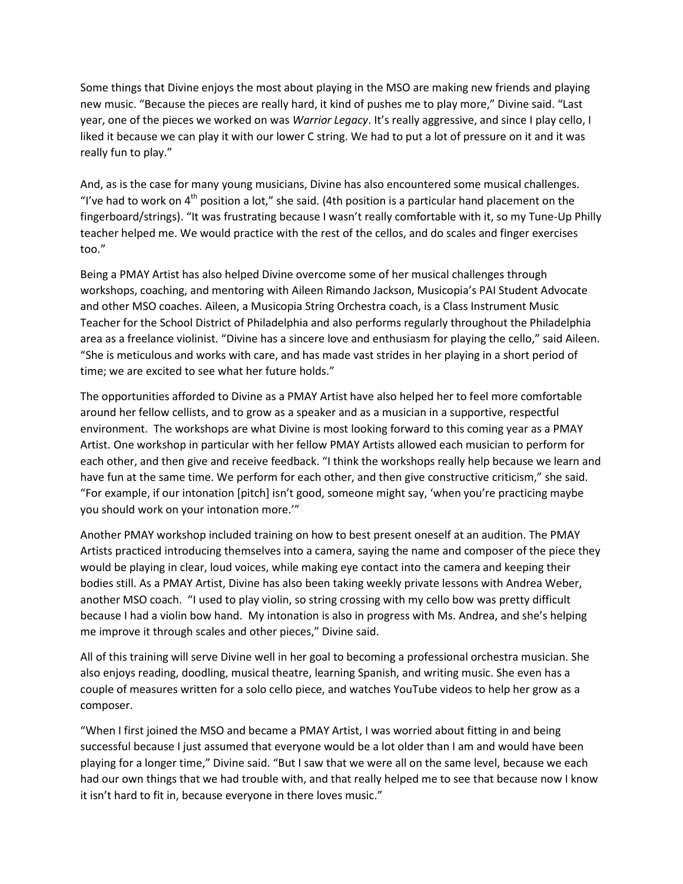Some things that Divine enjoys the most about playing in the MSO are making new friends and playing new music. “Because the pieces are really hard, it kind of pushes me to play more,” Divine said. “Last year, one of the pieces we worked on was *Warrior Legacy*. It’s really aggressive, and since I play cello, I liked it because we can play it with our lower C string. We had to put a lot of pressure on it and it was really fun to play.”

And, as is the case for many young musicians, Divine has also encountered some musical challenges. “I’ve had to work on 4th position a lot,” she said. (4th position is a particular hand placement on the fingerboard/strings). “It was frustrating because I wasn’t really comfortable with it, so my Tune-Up Philly teacher helped me. We would practice with the rest of the cellos, and do scales and finger exercises too.”

Being a PMAY Artist has also helped Divine overcome some of her musical challenges through workshops, coaching, and mentoring with Aileen Rimando Jackson, Musicopia’s PAI Student Advocate and other MSO coaches. Aileen, a Musicopia String Orchestra coach, is a Class Instrument Music Teacher for the School District of Philadelphia and also performs regularly throughout the Philadelphia area as a freelance violinist. “Divine has a sincere love and enthusiasm for playing the cello,” said Aileen. “She is meticulous and works with care, and has made vast strides in her playing in a short period of time; we are excited to see what her future holds.”

The opportunities afforded to Divine as a PMAY Artist have also helped her to feel more comfortable around her fellow cellists, and to grow as a speaker and as a musician in a supportive, respectful environment. The workshops are what Divine is most looking forward to this coming year as a PMAY Artist. One workshop in particular with her fellow PMAY Artists allowed each musician to perform for each other, and then give and receive feedback. “I think the workshops really help because we learn and have fun at the same time. We perform for each other, and then give constructive criticism,” she said. “For example, if our intonation [pitch] isn’t good, someone might say, ‘when you’re practicing maybe you should work on your intonation more.’”

Another PMAY workshop included training on how to best present oneself at an audition. The PMAY Artists practiced introducing themselves into a camera, saying the name and composer of the piece they would be playing in clear, loud voices, while making eye contact into the camera and keeping their bodies still. As a PMAY Artist, Divine has also been taking weekly private lessons with Andrea Weber, another MSO coach. “I used to play violin, so string crossing with my cello bow was pretty difficult because I had a violin bow hand. My intonation is also in progress with Ms. Andrea, and she’s helping me improve it through scales and other pieces,” Divine said.

All of this training will serve Divine well in her goal to becoming a professional orchestra musician. She also enjoys reading, doodling, musical theatre, learning Spanish, and writing music. She even has a couple of measures written for a solo cello piece, and watches YouTube videos to help her grow as a composer.

“When I first joined the MSO and became a PMAY Artist, I was worried about fitting in and being successful because I just assumed that everyone would be a lot older than I am and would have been playing for a longer time,” Divine said. “But I saw that we were all on the same level, because we each had our own things that we had trouble with, and that really helped me to see that because now I know it isn’t hard to fit in, because everyone in there loves music.”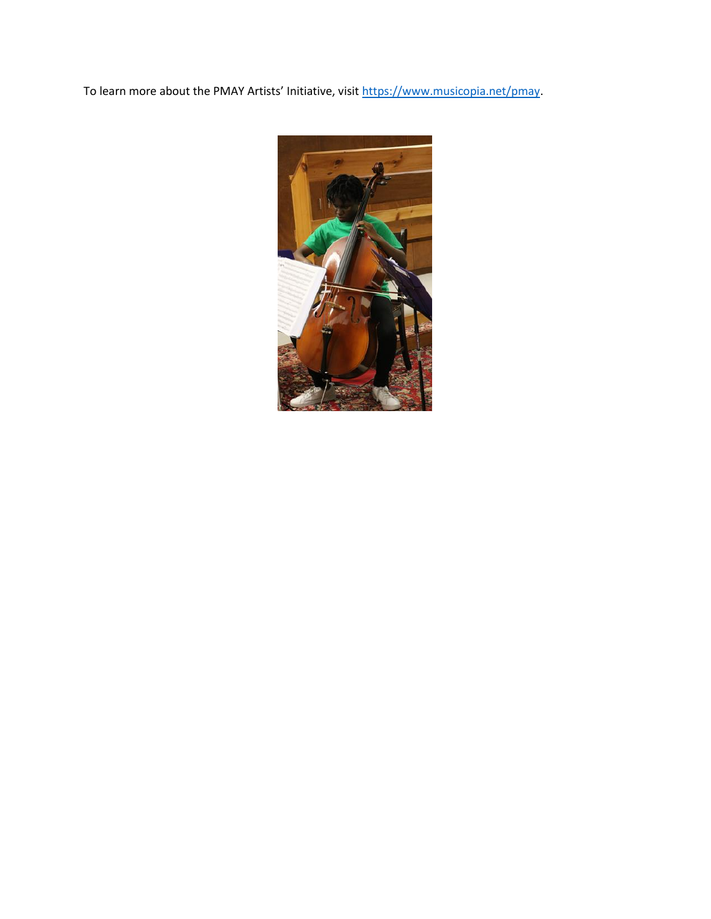To learn more about the PMAY Artists' Initiative, visit [https://www.musicopia.net/pmay](https://www.musicopia.net/pmay).